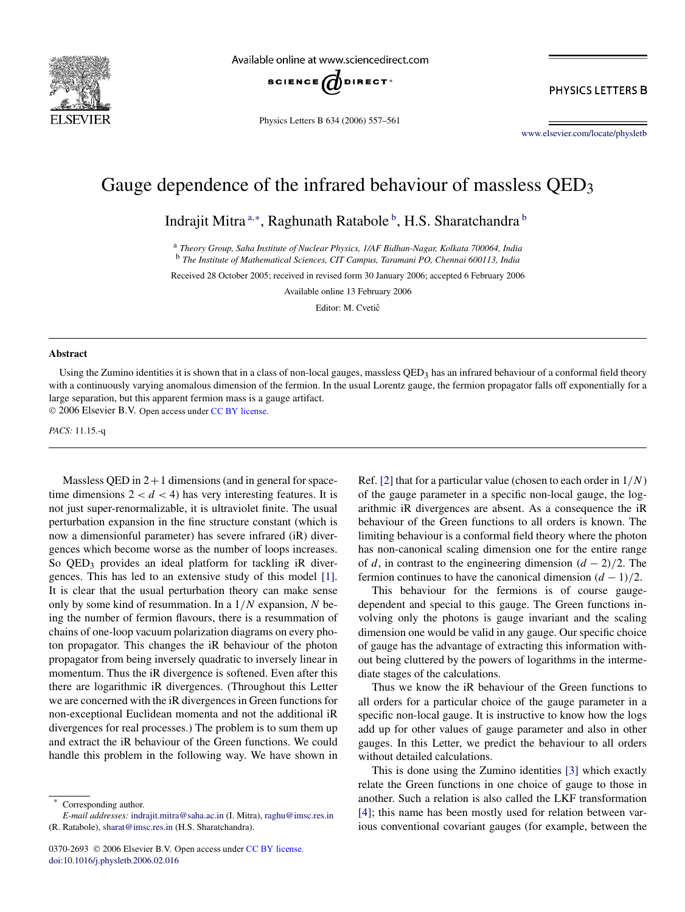# Gauge dependence of the infrared behaviour of massless QED$_3$

Indrajit Mitra [a,*], Raghunath Ratabole [b], H.S. Sharatchandra [b]

[a] *Theory Group, Saha Institute of Nuclear Physics, 1/AF Bidhan-Nagar, Kolkata 700064, India*
[b] *The Institute of Mathematical Sciences, CIT Campus, Taramani PO, Chennai 600113, India*

Received 28 October 2005; received in revised form 30 January 2006; accepted 6 February 2006

Available online 13 February 2006

Editor: M. Cvetič

## Abstract

Using the Zumino identities it is shown that in a class of non-local gauges, massless QED$_3$ has an infrared behaviour of a conformal field theory with a continuously varying anomalous dimension of the fermion. In the usual Lorentz gauge, the fermion propagator falls off exponentially for a large separation, but this apparent fermion mass is a gauge artifact.

© 2006 Elsevier B.V. Open access under CC BY license.

*PACS:* 11.15.-q

Massless QED in $2+1$ dimensions (and in general for space-time dimensions $2 < d < 4$) has very interesting features. It is not just super-renormalizable, it is ultraviolet finite. The usual perturbation expansion in the fine structure constant (which is now a dimensionful parameter) has severe infrared (iR) divergences which become worse as the number of loops increases. So QED$_3$ provides an ideal platform for tackling iR divergences. This has led to an extensive study of this model [1]. It is clear that the usual perturbation theory can make sense only by some kind of resummation. In a $1/N$ expansion, $N$ being the number of fermion flavours, there is a resummation of chains of one-loop vacuum polarization diagrams on every photon propagator. This changes the iR behaviour of the photon propagator from being inversely quadratic to inversely linear in momentum. Thus the iR divergence is softened. Even after this there are logarithmic iR divergences. (Throughout this Letter we are concerned with the iR divergences in Green functions for non-exceptional Euclidean momenta and not the additional iR divergences for real processes.) The problem is to sum them up and extract the iR behaviour of the Green functions. We could handle this problem in the following way. We have shown in Ref. [2] that for a particular value (chosen to each order in $1/N$) of the gauge parameter in a specific non-local gauge, the logarithmic iR divergences are absent. As a consequence the iR behaviour of the Green functions to all orders is known. The limiting behaviour is a conformal field theory where the photon has non-canonical scaling dimension one for the entire range of $d$, in contrast to the engineering dimension $(d-2)/2$. The fermion continues to have the canonical dimension $(d-1)/2$.

This behaviour for the fermions is of course gauge-dependent and special to this gauge. The Green functions involving only the photons is gauge invariant and the scaling dimension one would be valid in any gauge. Our specific choice of gauge has the advantage of extracting this information without being cluttered by the powers of logarithms in the intermediate stages of the calculations.

Thus we know the iR behaviour of the Green functions to all orders for a particular choice of the gauge parameter in a specific non-local gauge. It is instructive to know how the logs add up for other values of gauge parameter and also in other gauges. In this Letter, we predict the behaviour to all orders without detailed calculations.

This is done using the Zumino identities [3] which exactly relate the Green functions in one choice of gauge to those in another. Such a relation is also called the LKF transformation [4]; this name has been mostly used for relation between various conventional covariant gauges (for example, between the

---

* Corresponding author.
*E-mail addresses:* indrajit.mitra@saha.ac.in (I. Mitra), raghu@imsc.res.in (R. Ratabole), sharat@imsc.res.in (H.S. Sharatchandra).

0370-2693 © 2006 Elsevier B.V. Open access under CC BY license.
doi:10.1016/j.physletb.2006.02.016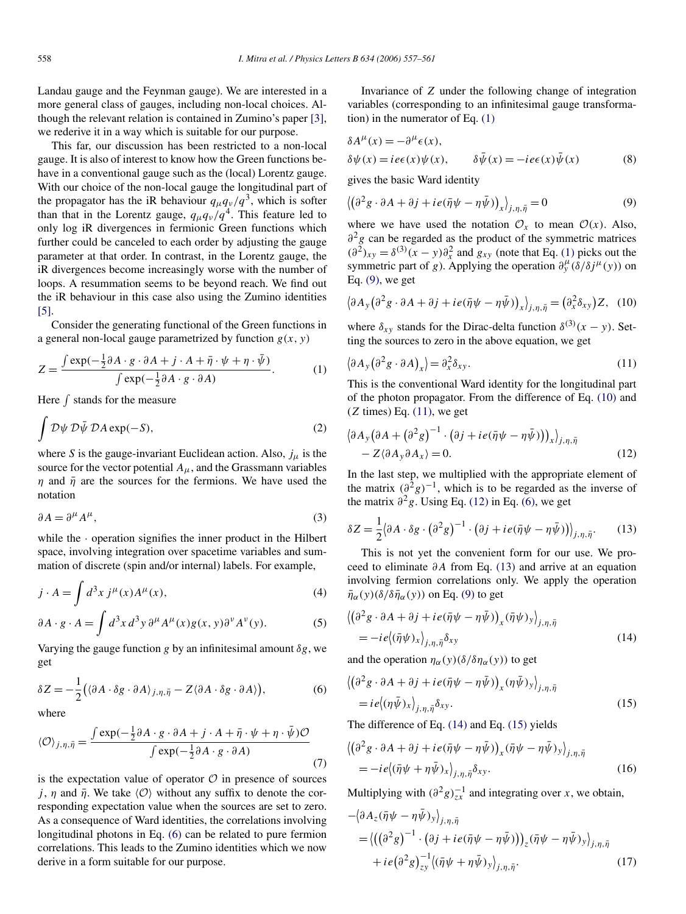Landau gauge and the Feynman gauge). We are interested in a more general class of gauges, including non-local choices. Although the relevant relation is contained in Zumino's paper [3], we rederive it in a way which is suitable for our purpose.

This far, our discussion has been restricted to a non-local gauge. It is also of interest to know how the Green functions behave in a conventional gauge such as the (local) Lorentz gauge. With our choice of the non-local gauge the longitudinal part of the propagator has the iR behaviour $q_\mu q_\nu/q^3$, which is softer than that in the Lorentz gauge, $q_\mu q_\nu/q^4$. This feature led to only log iR divergences in fermionic Green functions which further could be canceled to each order by adjusting the gauge parameter at that order. In contrast, in the Lorentz gauge, the iR divergences become increasingly worse with the number of loops. A resummation seems to be beyond reach. We find out the iR behaviour in this case also using the Zumino identities [5].

Consider the generating functional of the Green functions in a general non-local gauge parametrized by function $g(x, y)$

$$Z = \frac{\int \exp(-\frac{1}{2}\partial A \cdot g \cdot \partial A + j \cdot A + \bar{\eta} \cdot \psi + \eta \cdot \bar{\psi})}{\int \exp(-\frac{1}{2}\partial A \cdot g \cdot \partial A)}. \tag{1}$$

Here $\int$ stands for the measure

$$\int \mathcal{D}\psi\, \mathcal{D}\bar{\psi}\, \mathcal{D}A \exp(-S), \tag{2}$$

where $S$ is the gauge-invariant Euclidean action. Also, $j_\mu$ is the source for the vector potential $A_\mu$, and the Grassmann variables $\eta$ and $\bar{\eta}$ are the sources for the fermions. We have used the notation

$$\partial A = \partial^\mu A^\mu, \tag{3}$$

while the $\cdot$ operation signifies the inner product in the Hilbert space, involving integration over spacetime variables and summation of discrete (spin and/or internal) labels. For example,

$$j \cdot A = \int d^3x\, j^\mu(x) A^\mu(x), \tag{4}$$

$$\partial A \cdot g \cdot A = \int d^3x\, d^3y\, \partial^\mu A^\mu(x) g(x, y) \partial^\nu A^\nu(y). \tag{5}$$

Varying the gauge function $g$ by an infinitesimal amount $\delta g$, we get

$$\delta Z = -\frac{1}{2}\big(\langle \partial A \cdot \delta g \cdot \partial A\rangle_{j,\eta,\bar{\eta}} - Z\langle \partial A \cdot \delta g \cdot \partial A\rangle\big), \tag{6}$$

where

$$\langle \mathcal{O}\rangle_{j,\eta,\bar{\eta}} = \frac{\int \exp(-\frac{1}{2}\partial A \cdot g \cdot \partial A + j \cdot A + \bar{\eta} \cdot \psi + \eta \cdot \bar{\psi})\mathcal{O}}{\int \exp(-\frac{1}{2}\partial A \cdot g \cdot \partial A)} \tag{7}$$

is the expectation value of operator $\mathcal{O}$ in presence of sources $j$, $\eta$ and $\bar{\eta}$. We take $\langle \mathcal{O}\rangle$ without any suffix to denote the corresponding expectation value when the sources are set to zero. As a consequence of Ward identities, the correlations involving longitudinal photons in Eq. (6) can be related to pure fermion correlations. This leads to the Zumino identities which we now derive in a form suitable for our purpose.

Invariance of $Z$ under the following change of integration variables (corresponding to an infinitesimal gauge transformation) in the numerator of Eq. (1)

$$\delta A^\mu(x) = -\partial^\mu \epsilon(x),$$
$$\delta\psi(x) = ie\epsilon(x)\psi(x), \qquad \delta\bar{\psi}(x) = -ie\epsilon(x)\bar{\psi}(x) \tag{8}$$

gives the basic Ward identity

$$\big\langle\big(\partial^2 g \cdot \partial A + \partial j + ie(\bar{\eta}\psi - \eta\bar{\psi})\big)_x\big\rangle_{j,\eta,\bar{\eta}} = 0 \tag{9}$$

where we have used the notation $\mathcal{O}_x$ to mean $\mathcal{O}(x)$. Also, $\partial^2 g$ can be regarded as the product of the symmetric matrices $(\partial^2)_{xy} = \delta^{(3)}(x-y)\partial_x^2$ and $g_{xy}$ (note that Eq. (1) picks out the symmetric part of $g$). Applying the operation $\partial_y^\mu(\delta/\delta j^\mu(y))$ on Eq. (9), we get

$$\big\langle \partial A_y\big(\partial^2 g \cdot \partial A + \partial j + ie(\bar{\eta}\psi - \eta\bar{\psi})\big)_x\big\rangle_{j,\eta,\bar{\eta}} = \big(\partial_x^2 \delta_{xy}\big)Z, \tag{10}$$

where $\delta_{xy}$ stands for the Dirac-delta function $\delta^{(3)}(x-y)$. Setting the sources to zero in the above equation, we get

$$\big\langle \partial A_y\big(\partial^2 g \cdot \partial A\big)_x\big\rangle = \partial_x^2 \delta_{xy}. \tag{11}$$

This is the conventional Ward identity for the longitudinal part of the photon propagator. From the difference of Eq. (10) and ($Z$ times) Eq. (11), we get

$$\big\langle \partial A_y\big(\partial A + \big(\partial^2 g\big)^{-1} \cdot \big(\partial j + ie(\bar{\eta}\psi - \eta\bar{\psi})\big)\big)_x\big\rangle_{j,\eta,\bar{\eta}} - Z\langle \partial A_y \partial A_x\rangle = 0. \tag{12}$$

In the last step, we multiplied with the appropriate element of the matrix $(\partial^2 g)^{-1}$, which is to be regarded as the inverse of the matrix $\partial^2 g$. Using Eq. (12) in Eq. (6), we get

$$\delta Z = \frac{1}{2}\big\langle \partial A \cdot \delta g \cdot \big(\partial^2 g\big)^{-1} \cdot \big(\partial j + ie(\bar{\eta}\psi - \eta\bar{\psi})\big)\big\rangle_{j,\eta,\bar{\eta}}. \tag{13}$$

This is not yet the convenient form for our use. We proceed to eliminate $\partial A$ from Eq. (13) and arrive at an equation involving fermion correlations only. We apply the operation $\bar{\eta}_\alpha(y)(\delta/\delta\bar{\eta}_\alpha(y))$ on Eq. (9) to get

$$\big\langle\big(\partial^2 g \cdot \partial A + \partial j + ie(\bar{\eta}\psi - \eta\bar{\psi})\big)_x (\bar{\eta}\psi)_y\big\rangle_{j,\eta,\bar{\eta}} = -ie\big\langle(\bar{\eta}\psi)_x\big\rangle_{j,\eta,\bar{\eta}}\delta_{xy} \tag{14}$$

and the operation $\eta_\alpha(y)(\delta/\delta\eta_\alpha(y))$ to get

$$\big\langle\big(\partial^2 g \cdot \partial A + \partial j + ie(\bar{\eta}\psi - \eta\bar{\psi})\big)_x (\eta\bar{\psi})_y\big\rangle_{j,\eta,\bar{\eta}} = ie\big\langle(\eta\bar{\psi})_x\big\rangle_{j,\eta,\bar{\eta}}\delta_{xy}. \tag{15}$$

The difference of Eq. (14) and Eq. (15) yields

$$\big\langle\big(\partial^2 g \cdot \partial A + \partial j + ie(\bar{\eta}\psi - \eta\bar{\psi})\big)_x (\bar{\eta}\psi - \eta\bar{\psi})_y\big\rangle_{j,\eta,\bar{\eta}} = -ie\big\langle(\bar{\eta}\psi + \eta\bar{\psi})_x\big\rangle_{j,\eta,\bar{\eta}}\delta_{xy}. \tag{16}$$

Multiplying with $(\partial^2 g)^{-1}_{zx}$ and integrating over $x$, we obtain,

$$\begin{aligned}
-&\big\langle \partial A_z(\bar{\eta}\psi - \eta\bar{\psi})_y\big\rangle_{j,\eta,\bar{\eta}} \\
&= \big\langle\big(\big(\partial^2 g\big)^{-1} \cdot \big(\partial j + ie(\bar{\eta}\psi - \eta\bar{\psi})\big)\big)_z (\bar{\eta}\psi - \eta\bar{\psi})_y\big\rangle_{j,\eta,\bar{\eta}} \\
&\quad + ie\big(\partial^2 g\big)^{-1}_{zy}\big\langle(\bar{\eta}\psi + \eta\bar{\psi})_y\big\rangle_{j,\eta,\bar{\eta}}.
\end{aligned} \tag{17}$$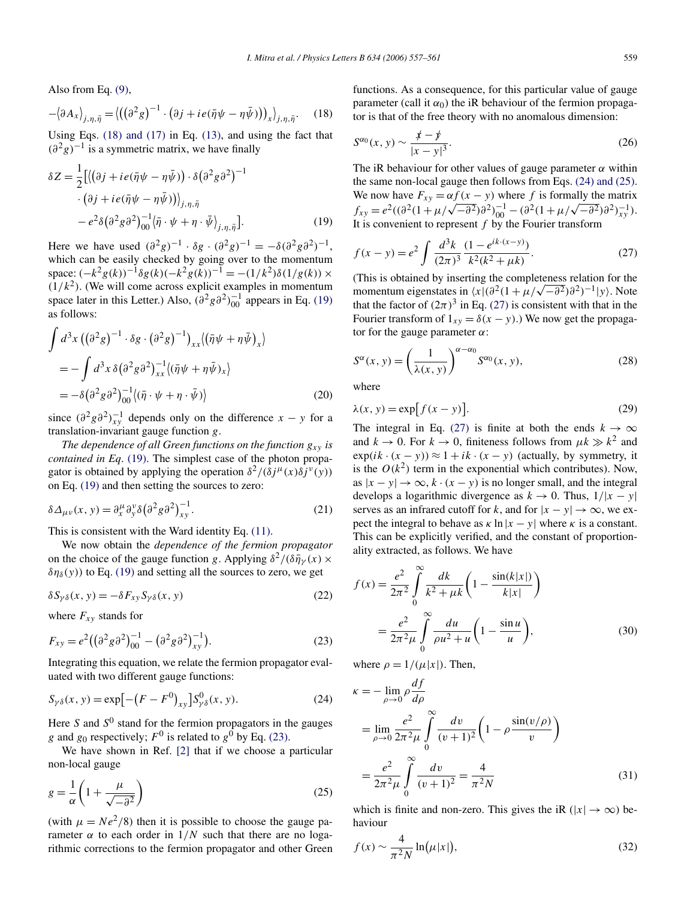Also from Eq. (9),

$$-\langle \partial A_x \rangle_{j,\eta,\bar\eta} = \big\langle \big( (\partial^2 g)^{-1} \cdot \big(\partial j + ie(\bar\eta\psi - \eta\bar\psi)\big)\big)_x \big\rangle_{j,\eta,\bar\eta}. \tag{18}$$

Using Eqs. (18) and (17) in Eq. (13), and using the fact that $(\partial^2 g)^{-1}$ is a symmetric matrix, we have finally

$$\delta Z = \frac{1}{2}\Big[ \big\langle \big(\partial j + ie(\bar\eta\psi - \eta\bar\psi)\big) \cdot \delta\big(\partial^2 g \partial^2\big)^{-1} \cdot \big(\partial j + ie(\bar\eta\psi - \eta\bar\psi)\big)\big\rangle_{j,\eta,\bar\eta} - e^2 \delta\big(\partial^2 g \partial^2\big)^{-1}_{00} \langle \bar\eta\cdot\psi + \eta\cdot\bar\psi \rangle_{j,\eta,\bar\eta}\Big]. \tag{19}$$

Here we have used $(\partial^2 g)^{-1} \cdot \delta g \cdot (\partial^2 g)^{-1} = -\delta(\partial^2 g \partial^2)^{-1}$, which can be easily checked by going over to the momentum space: $(-k^2 g(k))^{-1} \delta g(k) (-k^2 g(k))^{-1} = -(1/k^2)\delta(1/g(k)) \times (1/k^2)$. (We will come across explicit examples in momentum space later in this Letter.) Also, $(\partial^2 g \partial^2)^{-1}_{00}$ appears in Eq. (19) as follows:

$$\begin{aligned}
&\int d^3x \, \big((\partial^2 g)^{-1} \cdot \delta g \cdot (\partial^2 g)^{-1}\big)_{xx} \big\langle (\bar\eta\psi + \eta\bar\psi)_x \big\rangle \\
&= -\int d^3x \, \delta\big(\partial^2 g \partial^2\big)^{-1}_{xx} \langle (\bar\eta\psi + \eta\bar\psi)_x \rangle \\
&= -\delta\big(\partial^2 g \partial^2\big)^{-1}_{00} \langle (\bar\eta\cdot\psi + \eta\cdot\bar\psi) \rangle
\end{aligned} \tag{20}$$

since $(\partial^2 g \partial^2)^{-1}_{xy}$ depends only on the difference $x-y$ for a translation-invariant gauge function $g$.

*The dependence of all Green functions on the function $g_{xy}$ is contained in Eq.* (19). The simplest case of the photon propagator is obtained by applying the operation $\delta^2/(\delta j^\mu(x)\delta j^\nu(y))$ on Eq. (19) and then setting the sources to zero:

$$\delta\Delta_{\mu\nu}(x,y) = \partial^\mu_x \partial^\nu_y \delta\big(\partial^2 g \partial^2\big)^{-1}_{xy}. \tag{21}$$

This is consistent with the Ward identity Eq. (11).

We now obtain the *dependence of the fermion propagator* on the choice of the gauge function $g$. Applying $\delta^2/(\delta\bar\eta_\gamma(x) \times \delta\eta_\delta(y))$ to Eq. (19) and setting all the sources to zero, we get

$$\delta S_{\gamma\delta}(x,y) = -\delta F_{xy} S_{\gamma\delta}(x,y) \tag{22}$$

where $F_{xy}$ stands for

$$F_{xy} = e^2\big((\partial^2 g \partial^2)^{-1}_{00} - (\partial^2 g \partial^2)^{-1}_{xy}\big). \tag{23}$$

Integrating this equation, we relate the fermion propagator evaluated with two different gauge functions:

$$S_{\gamma\delta}(x,y) = \exp\big[-\big(F - F^0\big)_{xy}\big] S^0_{\gamma\delta}(x,y). \tag{24}$$

Here $S$ and $S^0$ stand for the fermion propagators in the gauges $g$ and $g_0$ respectively; $F^0$ is related to $g^0$ by Eq. (23).

We have shown in Ref. [2] that if we choose a particular non-local gauge

$$g = \frac{1}{\alpha}\left(1 + \frac{\mu}{\sqrt{-\partial^2}}\right) \tag{25}$$

(with $\mu = Ne^2/8$) then it is possible to choose the gauge parameter $\alpha$ to each order in $1/N$ such that there are no logarithmic corrections to the fermion propagator and other Green functions. As a consequence, for this particular value of gauge parameter (call it $\alpha_0$) the iR behaviour of the fermion propagator is that of the free theory with no anomalous dimension:

$$S^{\alpha_0}(x,y) \sim \frac{\not x - \not y}{|x-y|^3}. \tag{26}$$

The iR behaviour for other values of gauge parameter $\alpha$ within the same non-local gauge then follows from Eqs. (24) and (25). We now have $F_{xy} = \alpha f(x-y)$ where $f$ is formally the matrix $f_{xy} = e^2((\partial^2(1+\mu/\sqrt{-\partial^2})\partial^2)^{-1}_{00} - (\partial^2(1+\mu/\sqrt{-\partial^2})\partial^2)^{-1}_{xy})$. It is convenient to represent $f$ by the Fourier transform

$$f(x-y) = e^2 \int \frac{d^3k}{(2\pi)^3} \frac{(1-e^{ik\cdot(x-y)})}{k^2(k^2+\mu k)}. \tag{27}$$

(This is obtained by inserting the completeness relation for the momentum eigenstates in $\langle x|(\partial^2(1+\mu/\sqrt{-\partial^2})\partial^2)^{-1}|y\rangle$. Note that the factor of $(2\pi)^3$ in Eq. (27) is consistent with that in the Fourier transform of $1_{xy} = \delta(x-y)$.) We now get the propagator for the gauge parameter $\alpha$:

$$S^\alpha(x,y) = \left(\frac{1}{\lambda(x,y)}\right)^{\alpha-\alpha_0} S^{\alpha_0}(x,y), \tag{28}$$

where

$$\lambda(x,y) = \exp\big[f(x-y)\big]. \tag{29}$$

The integral in Eq. (27) is finite at both the ends $k\to\infty$ and $k\to 0$. For $k\to 0$, finiteness follows from $\mu k \gg k^2$ and $\exp(ik\cdot(x-y)) \approx 1 + ik\cdot(x-y)$ (actually, by symmetry, it is the $O(k^2)$ term in the exponential which contributes). Now, as $|x-y|\to\infty$, $k\cdot(x-y)$ is no longer small, and the integral develops a logarithmic divergence as $k\to 0$. Thus, $1/|x-y|$ serves as an infrared cutoff for $k$, and for $|x-y|\to\infty$, we expect the integral to behave as $\kappa \ln|x-y|$ where $\kappa$ is a constant. This can be explicitly verified, and the constant of proportionality extracted, as follows. We have

$$\begin{aligned}
f(x) &= \frac{e^2}{2\pi^2}\int_0^\infty \frac{dk}{k^2+\mu k}\left(1 - \frac{\sin(k|x|)}{k|x|}\right) \\
&= \frac{e^2}{2\pi^2\mu}\int_0^\infty \frac{du}{\rho u^2 + u}\left(1 - \frac{\sin u}{u}\right),
\end{aligned} \tag{30}$$

where $\rho = 1/(\mu|x|)$. Then,

$$\begin{aligned}
\kappa &= -\lim_{\rho\to 0} \rho\frac{df}{d\rho} \\
&= \lim_{\rho\to 0} \frac{e^2}{2\pi^2\mu}\int_0^\infty \frac{dv}{(v+1)^2}\left(1 - \rho\frac{\sin(v/\rho)}{v}\right) \\
&= \frac{e^2}{2\pi^2\mu}\int_0^\infty \frac{dv}{(v+1)^2} = \frac{4}{\pi^2 N}
\end{aligned} \tag{31}$$

which is finite and non-zero. This gives the iR ($|x|\to\infty$) behaviour

$$f(x) \sim \frac{4}{\pi^2 N}\ln\big(\mu|x|\big), \tag{32}$$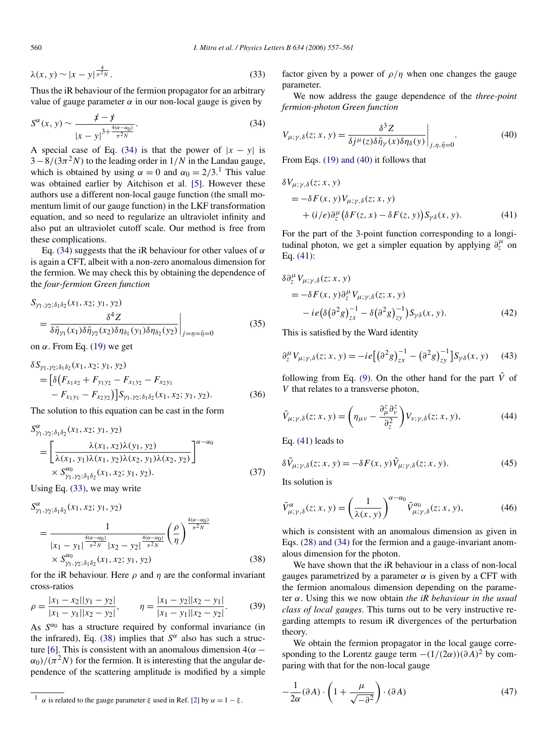$$\lambda(x, y) \sim |x - y|^{\frac{4}{\pi^2 N}}. \tag{33}$$

Thus the iR behaviour of the fermion propagator for an arbitrary value of gauge parameter $\alpha$ in our non-local gauge is given by

$$S^\alpha(x, y) \sim \frac{\not{x} - \not{y}}{|x - y|^{3 + \frac{4(\alpha - \alpha_0)}{\pi^2 N}}}. \tag{34}$$

A special case of Eq. (34) is that the power of $|x - y|$ is $3 - 8/(3\pi^2 N)$ to the leading order in $1/N$ in the Landau gauge, which is obtained by using $\alpha = 0$ and $\alpha_0 = 2/3$.[1] This value was obtained earlier by Aitchison et al. [5]. However these authors use a different non-local gauge function (the small momentum limit of our gauge function) in the LKF transformation equation, and so need to regularize an ultraviolet infinity and also put an ultraviolet cutoff scale. Our method is free from these complications.

Eq. (34) suggests that the iR behaviour for other values of $\alpha$ is again a CFT, albeit with a non-zero anomalous dimension for the fermion. We may check this by obtaining the dependence of the *four-fermion Green function*

$$S_{\gamma_1,\gamma_2;\delta_1\delta_2}(x_1, x_2; y_1, y_2) = \left.\frac{\delta^4 Z}{\delta\bar{\eta}_{\gamma_1}(x_1)\delta\bar{\eta}_{\gamma_2}(x_2)\delta\eta_{\delta_1}(y_1)\delta\eta_{\delta_2}(y_2)}\right|_{j=\eta=\bar{\eta}=0} \tag{35}$$

on $\alpha$. From Eq. (19) we get

$$\begin{aligned}
&\delta S_{\gamma_1,\gamma_2;\delta_1\delta_2}(x_1, x_2; y_1, y_2) \\
&\quad = \big[\delta\big(F_{x_1x_2} + F_{y_1y_2} - F_{x_1y_2} - F_{x_2y_1} \\
&\qquad - F_{x_1y_1} - F_{x_2y_2}\big)\big] S_{\gamma_1,\gamma_2;\delta_1\delta_2}(x_1, x_2; y_1, y_2).
\end{aligned} \tag{36}$$

The solution to this equation can be cast in the form

$$\begin{aligned}
&S^\alpha_{\gamma_1,\gamma_2;\delta_1\delta_2}(x_1, x_2; y_1, y_2) \\
&\quad = \left[\frac{\lambda(x_1, x_2)\lambda(y_1, y_2)}{\lambda(x_1, y_1)\lambda(x_1, y_2)\lambda(x_2, y_1)\lambda(x_2, y_2)}\right]^{\alpha - \alpha_0} \\
&\qquad \times S^{\alpha_0}_{\gamma_1,\gamma_2;\delta_1\delta_2}(x_1, x_2; y_1, y_2).
\end{aligned} \tag{37}$$

Using Eq. (33), we may write

$$\begin{aligned}
&S^\alpha_{\gamma_1,\gamma_2;\delta_1\delta_2}(x_1, x_2; y_1, y_2) \\
&\quad = \frac{1}{|x_1 - y_1|^{\frac{4(\alpha-\alpha_0)}{\pi^2 N}} |x_2 - y_2|^{\frac{4(\alpha-\alpha_0)}{\pi^2 N}}} \left(\frac{\rho}{\eta}\right)^{\frac{4(\alpha-\alpha_0)}{\pi^2 N}} \\
&\qquad \times S^{\alpha_0}_{\gamma_1,\gamma_2;\delta_1\delta_2}(x_1, x_2; y_1, y_2)
\end{aligned} \tag{38}$$

for the iR behaviour. Here $\rho$ and $\eta$ are the conformal invariant cross-ratios

$$\rho = \frac{|x_1 - x_2||y_1 - y_2|}{|x_1 - y_1||x_2 - y_2|}, \qquad \eta = \frac{|x_1 - y_2||x_2 - y_1|}{|x_1 - y_1||x_2 - y_2|}. \tag{39}$$

As $S^{\alpha_0}$ has a structure required by conformal invariance (in the infrared), Eq. (38) implies that $S^\alpha$ also has such a structure [6]. This is consistent with an anomalous dimension $4(\alpha - \alpha_0)/(\pi^2 N)$ for the fermion. It is interesting that the angular dependence of the scattering amplitude is modified by a simple factor given by a power of $\rho/\eta$ when one changes the gauge parameter.

We now address the gauge dependence of the *three-point fermion-photon Green function*

$$V_{\mu;\gamma,\delta}(z; x, y) = \left.\frac{\delta^3 Z}{\delta j^\mu(z)\delta\bar{\eta}_\gamma(x)\delta\eta_\delta(y)}\right|_{j,\eta,\bar{\eta}=0}. \tag{40}$$

From Eqs. (19) and (40) it follows that

$$\begin{aligned}
&\delta V_{\mu;\gamma,\delta}(z; x, y) \\
&\quad = -\delta F(x, y) V_{\mu;\gamma,\delta}(z; x, y) \\
&\qquad + (i/e)\partial^\mu_z\big(\delta F(z, x) - \delta F(z, y)\big) S_{\gamma\delta}(x, y).
\end{aligned} \tag{41}$$

For the part of the 3-point function corresponding to a longitudinal photon, we get a simpler equation by applying $\partial^\mu_z$ on Eq. (41):

$$\begin{aligned}
&\delta\partial^\mu_z V_{\mu;\gamma,\delta}(z; x, y) \\
&\quad = -\delta F(x, y)\partial^\mu_z V_{\mu;\gamma,\delta}(z; x, y) \\
&\qquad - ie\big(\delta\big(\partial^2 g\big)^{-1}_{zx} - \delta\big(\partial^2 g\big)^{-1}_{zy}\big) S_{\gamma\delta}(x, y).
\end{aligned} \tag{42}$$

This is satisfied by the Ward identity

$$\partial^\mu_z V_{\mu;\gamma,\delta}(z; x, y) = -ie\big[\big(\partial^2 g\big)^{-1}_{zx} - \big(\partial^2 g\big)^{-1}_{zy}\big] S_{\gamma\delta}(x, y) \tag{43}$$

following from Eq. (9). On the other hand for the part $\tilde{V}$ of $V$ that relates to a transverse photon,

$$\tilde{V}_{\mu;\gamma,\delta}(z; x, y) = \left(\eta_{\mu\nu} - \frac{\partial^z_\mu \partial^z_\nu}{\partial^2_z}\right) V_{\nu;\gamma,\delta}(z; x, y), \tag{44}$$

Eq. (41) leads to

$$\delta\tilde{V}_{\mu;\gamma,\delta}(z; x, y) = -\delta F(x, y)\tilde{V}_{\mu;\gamma,\delta}(z; x, y). \tag{45}$$

Its solution is

$$\tilde{V}^\alpha_{\mu;\gamma,\delta}(z; x, y) = \left(\frac{1}{\lambda(x, y)}\right)^{\alpha - \alpha_0} \tilde{V}^{\alpha_0}_{\mu;\gamma,\delta}(z; x, y), \tag{46}$$

which is consistent with an anomalous dimension as given in Eqs. (28) and (34) for the fermion and a gauge-invariant anomalous dimension for the photon.

We have shown that the iR behaviour in a class of non-local gauges parametrized by a parameter $\alpha$ is given by a CFT with the fermion anomalous dimension depending on the parameter $\alpha$. Using this we now obtain *the iR behaviour in the usual class of local gauges*. This turns out to be very instructive regarding attempts to resum iR divergences of the perturbation theory.

We obtain the fermion propagator in the local gauge corresponding to the Lorentz gauge term $-(1/(2\alpha))(\partial A)^2$ by comparing with that for the non-local gauge

$$-\frac{1}{2\alpha}(\partial A)\cdot\left(1 + \frac{\mu}{\sqrt{-\partial^2}}\right)\cdot(\partial A) \tag{47}$$

---

[1] $\alpha$ is related to the gauge parameter $\xi$ used in Ref. [2] by $\alpha = 1 - \xi$.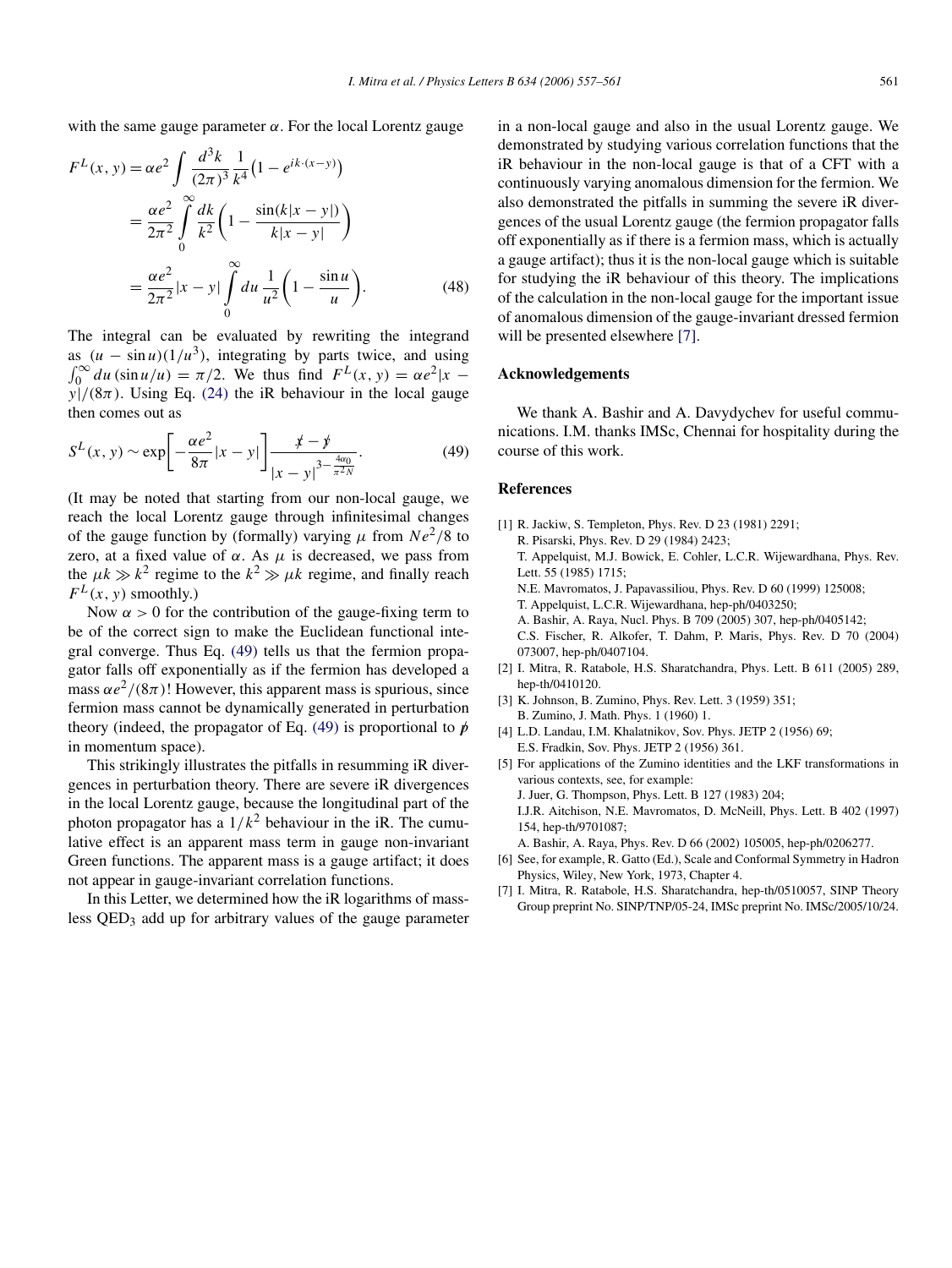with the same gauge parameter $\alpha$. For the local Lorentz gauge

$$
\begin{aligned}
F^L(x,y) &= \alpha e^2 \int \frac{d^3k}{(2\pi)^3}\frac{1}{k^4}\left(1-e^{ik\cdot(x-y)}\right) \\
&= \frac{\alpha e^2}{2\pi^2}\int_0^\infty \frac{dk}{k^2}\left(1-\frac{\sin(k|x-y|)}{k|x-y|}\right) \\
&= \frac{\alpha e^2}{2\pi^2}|x-y|\int_0^\infty du\,\frac{1}{u^2}\left(1-\frac{\sin u}{u}\right).
\end{aligned}
\tag{48}
$$

The integral can be evaluated by rewriting the integrand as $(u-\sin u)(1/u^3)$, integrating by parts twice, and using $\int_0^\infty du\,(\sin u/u) = \pi/2$. We thus find $F^L(x,y) = \alpha e^2|x-y|/(8\pi)$. Using Eq. (24) the iR behaviour in the local gauge then comes out as

$$
S^L(x,y) \sim \exp\left[-\frac{\alpha e^2}{8\pi}|x-y|\right]\frac{\not{x}-\not{y}}{|x-y|^{3-\frac{4\alpha_0}{\pi^2 N}}}. \tag{49}
$$

(It may be noted that starting from our non-local gauge, we reach the local Lorentz gauge through infinitesimal changes of the gauge function by (formally) varying $\mu$ from $Ne^2/8$ to zero, at a fixed value of $\alpha$. As $\mu$ is decreased, we pass from the $\mu k \gg k^2$ regime to the $k^2 \gg \mu k$ regime, and finally reach $F^L(x,y)$ smoothly.)

Now $\alpha > 0$ for the contribution of the gauge-fixing term to be of the correct sign to make the Euclidean functional integral converge. Thus Eq. (49) tells us that the fermion propagator falls off exponentially as if the fermion has developed a mass $\alpha e^2/(8\pi)$! However, this apparent mass is spurious, since fermion mass cannot be dynamically generated in perturbation theory (indeed, the propagator of Eq. (49) is proportional to $\not{p}$ in momentum space).

This strikingly illustrates the pitfalls in resumming iR divergences in perturbation theory. There are severe iR divergences in the local Lorentz gauge, because the longitudinal part of the photon propagator has a $1/k^2$ behaviour in the iR. The cumulative effect is an apparent mass term in gauge non-invariant Green functions. The apparent mass is a gauge artifact; it does not appear in gauge-invariant correlation functions.

In this Letter, we determined how the iR logarithms of massless QED$_3$ add up for arbitrary values of the gauge parameter in a non-local gauge and also in the usual Lorentz gauge. We demonstrated by studying various correlation functions that the iR behaviour in the non-local gauge is that of a CFT with a continuously varying anomalous dimension for the fermion. We also demonstrated the pitfalls in summing the severe iR divergences of the usual Lorentz gauge (the fermion propagator falls off exponentially as if there is a fermion mass, which is actually a gauge artifact); thus it is the non-local gauge which is suitable for studying the iR behaviour of this theory. The implications of the calculation in the non-local gauge for the important issue of anomalous dimension of the gauge-invariant dressed fermion will be presented elsewhere [7].

## Acknowledgements

We thank A. Bashir and A. Davydychev for useful communications. I.M. thanks IMSc, Chennai for hospitality during the course of this work.

## References

[1] R. Jackiw, S. Templeton, Phys. Rev. D 23 (1981) 2291;
R. Pisarski, Phys. Rev. D 29 (1984) 2423;
T. Appelquist, M.J. Bowick, E. Cohler, L.C.R. Wijewardhana, Phys. Rev. Lett. 55 (1985) 1715;
N.E. Mavromatos, J. Papavassiliou, Phys. Rev. D 60 (1999) 125008;
T. Appelquist, L.C.R. Wijewardhana, hep-ph/0403250;
A. Bashir, A. Raya, Nucl. Phys. B 709 (2005) 307, hep-ph/0405142;
C.S. Fischer, R. Alkofer, T. Dahm, P. Maris, Phys. Rev. D 70 (2004) 073007, hep-ph/0407104.

[2] I. Mitra, R. Ratabole, H.S. Sharatchandra, Phys. Lett. B 611 (2005) 289, hep-th/0410120.

[3] K. Johnson, B. Zumino, Phys. Rev. Lett. 3 (1959) 351;
B. Zumino, J. Math. Phys. 1 (1960) 1.

[4] L.D. Landau, I.M. Khalatnikov, Sov. Phys. JETP 2 (1956) 69;
E.S. Fradkin, Sov. Phys. JETP 2 (1956) 361.

[5] For applications of the Zumino identities and the LKF transformations in various contexts, see, for example:
J. Juer, G. Thompson, Phys. Lett. B 127 (1983) 204;
I.J.R. Aitchison, N.E. Mavromatos, D. McNeill, Phys. Lett. B 402 (1997) 154, hep-th/9701087;
A. Bashir, A. Raya, Phys. Rev. D 66 (2002) 105005, hep-ph/0206277.

[6] See, for example, R. Gatto (Ed.), Scale and Conformal Symmetry in Hadron Physics, Wiley, New York, 1973, Chapter 4.

[7] I. Mitra, R. Ratabole, H.S. Sharatchandra, hep-th/0510057, SINP Theory Group preprint No. SINP/TNP/05-24, IMSc preprint No. IMSc/2005/10/24.